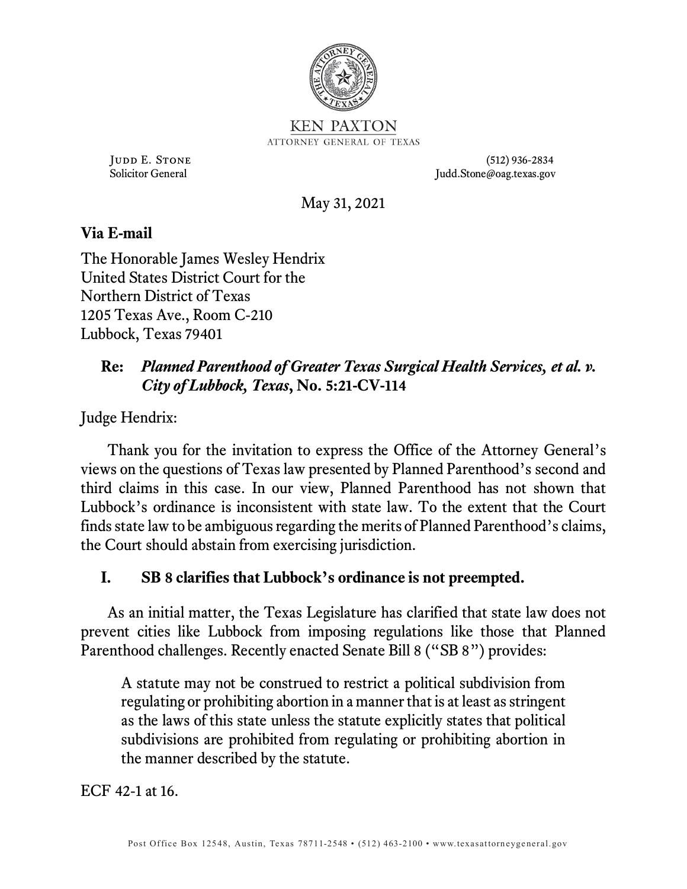KEN PAXTON
ATTORNEY GENERAL OF TEXAS

JUDD E. STONE
Solicitor General

(512) 936-2834
Judd.Stone@oag.texas.gov

May 31, 2021

**Via E-mail**

The Honorable James Wesley Hendrix
United States District Court for the
Northern District of Texas
1205 Texas Ave., Room C-210
Lubbock, Texas 79401

**Re:** ***Planned Parenthood of Greater Texas Surgical Health Services, et al. v. City of Lubbock, Texas*, No. 5:21-CV-114**

Judge Hendrix:

Thank you for the invitation to express the Office of the Attorney General's views on the questions of Texas law presented by Planned Parenthood's second and third claims in this case. In our view, Planned Parenthood has not shown that Lubbock's ordinance is inconsistent with state law. To the extent that the Court finds state law to be ambiguous regarding the merits of Planned Parenthood's claims, the Court should abstain from exercising jurisdiction.

## I. SB 8 clarifies that Lubbock's ordinance is not preempted.

As an initial matter, the Texas Legislature has clarified that state law does not prevent cities like Lubbock from imposing regulations like those that Planned Parenthood challenges. Recently enacted Senate Bill 8 ("SB 8") provides:

> A statute may not be construed to restrict a political subdivision from regulating or prohibiting abortion in a manner that is at least as stringent as the laws of this state unless the statute explicitly states that political subdivisions are prohibited from regulating or prohibiting abortion in the manner described by the statute.

ECF 42-1 at 16.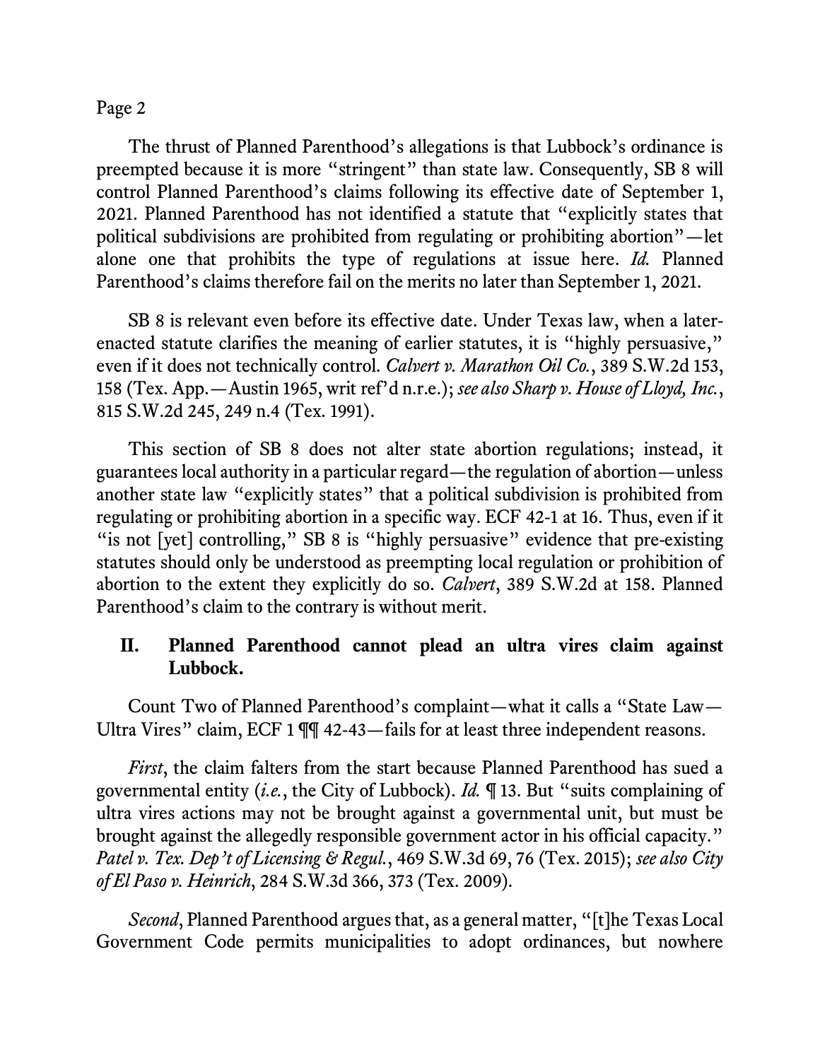The thrust of Planned Parenthood's allegations is that Lubbock's ordinance is preempted because it is more "stringent" than state law. Consequently, SB 8 will control Planned Parenthood's claims following its effective date of September 1, 2021. Planned Parenthood has not identified a statute that "explicitly states that political subdivisions are prohibited from regulating or prohibiting abortion"—let alone one that prohibits the type of regulations at issue here. *Id.* Planned Parenthood's claims therefore fail on the merits no later than September 1, 2021.

SB 8 is relevant even before its effective date. Under Texas law, when a later-enacted statute clarifies the meaning of earlier statutes, it is "highly persuasive," even if it does not technically control. *Calvert v. Marathon Oil Co.*, 389 S.W.2d 153, 158 (Tex. App.—Austin 1965, writ ref'd n.r.e.); *see also Sharp v. House of Lloyd, Inc.*, 815 S.W.2d 245, 249 n.4 (Tex. 1991).

This section of SB 8 does not alter state abortion regulations; instead, it guarantees local authority in a particular regard—the regulation of abortion—unless another state law "explicitly states" that a political subdivision is prohibited from regulating or prohibiting abortion in a specific way. ECF 42-1 at 16. Thus, even if it "is not [yet] controlling," SB 8 is "highly persuasive" evidence that pre-existing statutes should only be understood as preempting local regulation or prohibition of abortion to the extent they explicitly do so. *Calvert*, 389 S.W.2d at 158. Planned Parenthood's claim to the contrary is without merit.

## II. Planned Parenthood cannot plead an ultra vires claim against Lubbock.

Count Two of Planned Parenthood's complaint—what it calls a "State Law—Ultra Vires" claim, ECF 1 ¶¶ 42-43—fails for at least three independent reasons.

*First*, the claim falters from the start because Planned Parenthood has sued a governmental entity (*i.e.*, the City of Lubbock). *Id.* ¶ 13. But "suits complaining of ultra vires actions may not be brought against a governmental unit, but must be brought against the allegedly responsible government actor in his official capacity." *Patel v. Tex. Dep't of Licensing & Regul.*, 469 S.W.3d 69, 76 (Tex. 2015); *see also City of El Paso v. Heinrich*, 284 S.W.3d 366, 373 (Tex. 2009).

*Second*, Planned Parenthood argues that, as a general matter, "[t]he Texas Local Government Code permits municipalities to adopt ordinances, but nowhere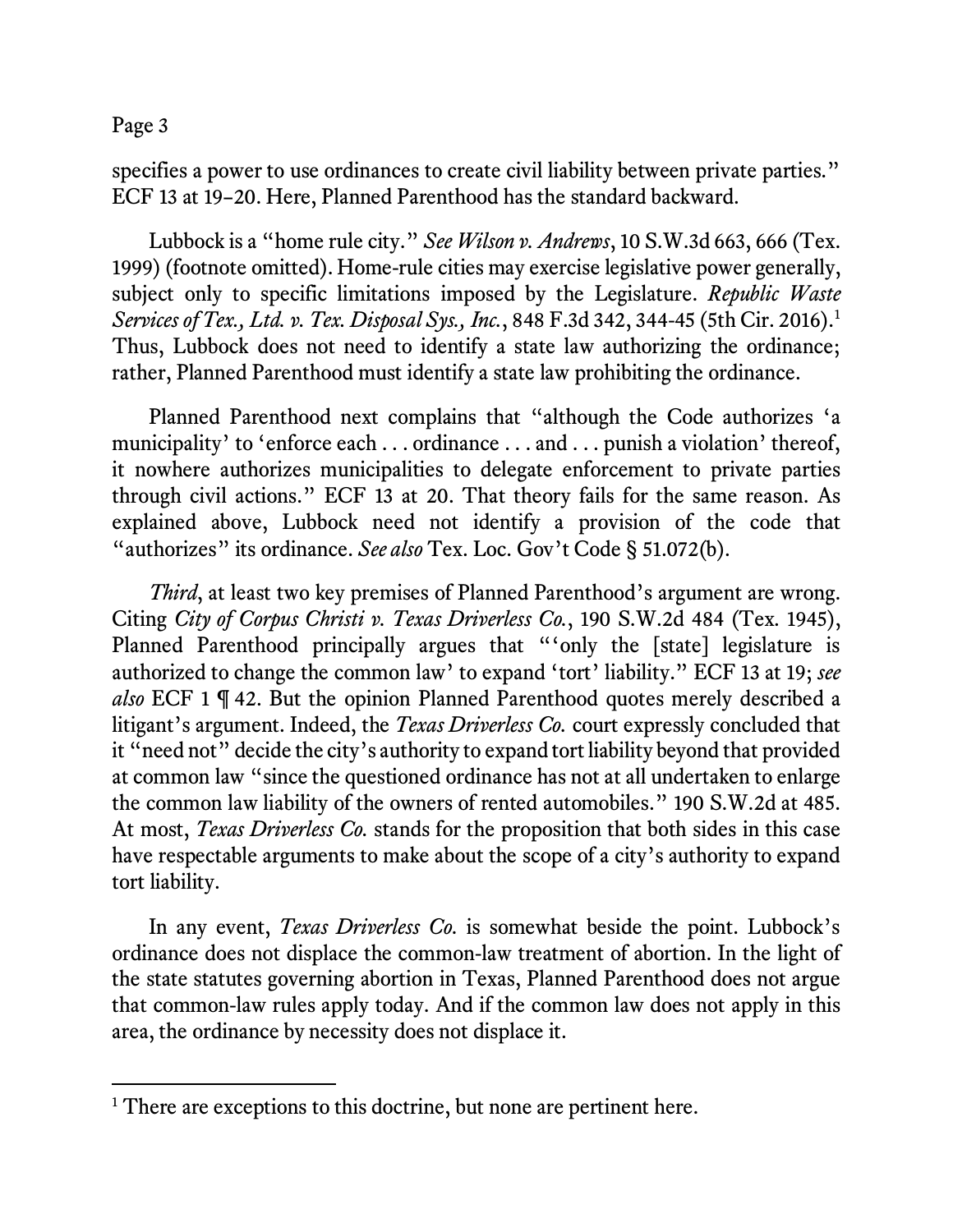specifies a power to use ordinances to create civil liability between private parties." ECF 13 at 19–20. Here, Planned Parenthood has the standard backward.

Lubbock is a "home rule city." *See Wilson v. Andrews*, 10 S.W.3d 663, 666 (Tex. 1999) (footnote omitted). Home-rule cities may exercise legislative power generally, subject only to specific limitations imposed by the Legislature. *Republic Waste Services of Tex., Ltd. v. Tex. Disposal Sys., Inc.*, 848 F.3d 342, 344-45 (5th Cir. 2016).[1] Thus, Lubbock does not need to identify a state law authorizing the ordinance; rather, Planned Parenthood must identify a state law prohibiting the ordinance.

Planned Parenthood next complains that "although the Code authorizes 'a municipality' to 'enforce each . . . ordinance . . . and . . . punish a violation' thereof, it nowhere authorizes municipalities to delegate enforcement to private parties through civil actions." ECF 13 at 20. That theory fails for the same reason. As explained above, Lubbock need not identify a provision of the code that "authorizes" its ordinance. *See also* Tex. Loc. Gov't Code § 51.072(b).

*Third*, at least two key premises of Planned Parenthood's argument are wrong. Citing *City of Corpus Christi v. Texas Driverless Co.*, 190 S.W.2d 484 (Tex. 1945), Planned Parenthood principally argues that "'only the [state] legislature is authorized to change the common law' to expand 'tort' liability." ECF 13 at 19; *see also* ECF 1 ¶ 42. But the opinion Planned Parenthood quotes merely described a litigant's argument. Indeed, the *Texas Driverless Co.* court expressly concluded that it "need not" decide the city's authority to expand tort liability beyond that provided at common law "since the questioned ordinance has not at all undertaken to enlarge the common law liability of the owners of rented automobiles." 190 S.W.2d at 485. At most, *Texas Driverless Co.* stands for the proposition that both sides in this case have respectable arguments to make about the scope of a city's authority to expand tort liability.

In any event, *Texas Driverless Co.* is somewhat beside the point. Lubbock's ordinance does not displace the common-law treatment of abortion. In the light of the state statutes governing abortion in Texas, Planned Parenthood does not argue that common-law rules apply today. And if the common law does not apply in this area, the ordinance by necessity does not displace it.

---

[1] There are exceptions to this doctrine, but none are pertinent here.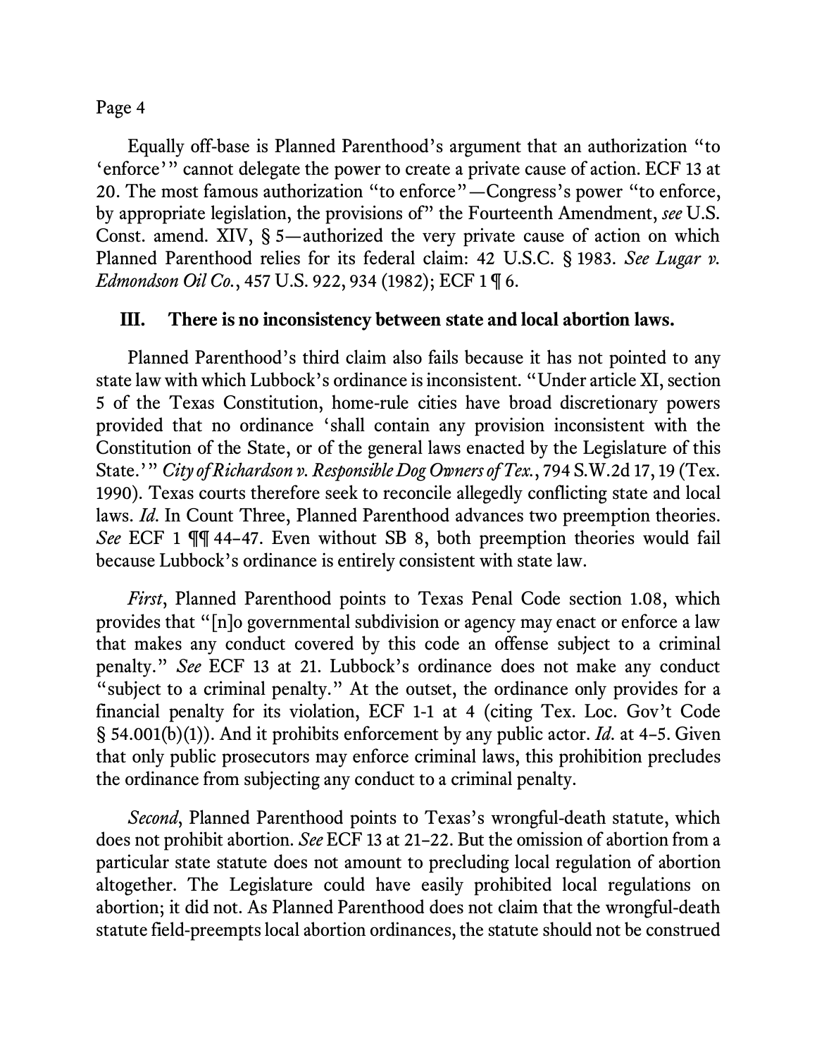Equally off-base is Planned Parenthood's argument that an authorization "to 'enforce'" cannot delegate the power to create a private cause of action. ECF 13 at 20. The most famous authorization "to enforce"—Congress's power "to enforce, by appropriate legislation, the provisions of" the Fourteenth Amendment, *see* U.S. Const. amend. XIV, § 5—authorized the very private cause of action on which Planned Parenthood relies for its federal claim: 42 U.S.C. § 1983. *See Lugar v. Edmondson Oil Co.*, 457 U.S. 922, 934 (1982); ECF 1 ¶ 6.

## III. There is no inconsistency between state and local abortion laws.

Planned Parenthood's third claim also fails because it has not pointed to any state law with which Lubbock's ordinance is inconsistent. "Under article XI, section 5 of the Texas Constitution, home-rule cities have broad discretionary powers provided that no ordinance 'shall contain any provision inconsistent with the Constitution of the State, or of the general laws enacted by the Legislature of this State.'" *City of Richardson v. Responsible Dog Owners of Tex.*, 794 S.W.2d 17, 19 (Tex. 1990). Texas courts therefore seek to reconcile allegedly conflicting state and local laws. *Id.* In Count Three, Planned Parenthood advances two preemption theories. *See* ECF 1 ¶¶ 44–47. Even without SB 8, both preemption theories would fail because Lubbock's ordinance is entirely consistent with state law.

*First*, Planned Parenthood points to Texas Penal Code section 1.08, which provides that "[n]o governmental subdivision or agency may enact or enforce a law that makes any conduct covered by this code an offense subject to a criminal penalty." *See* ECF 13 at 21. Lubbock's ordinance does not make any conduct "subject to a criminal penalty." At the outset, the ordinance only provides for a financial penalty for its violation, ECF 1-1 at 4 (citing Tex. Loc. Gov't Code § 54.001(b)(1)). And it prohibits enforcement by any public actor. *Id.* at 4–5. Given that only public prosecutors may enforce criminal laws, this prohibition precludes the ordinance from subjecting any conduct to a criminal penalty.

*Second*, Planned Parenthood points to Texas's wrongful-death statute, which does not prohibit abortion. *See* ECF 13 at 21–22. But the omission of abortion from a particular state statute does not amount to precluding local regulation of abortion altogether. The Legislature could have easily prohibited local regulations on abortion; it did not. As Planned Parenthood does not claim that the wrongful-death statute field-preempts local abortion ordinances, the statute should not be construed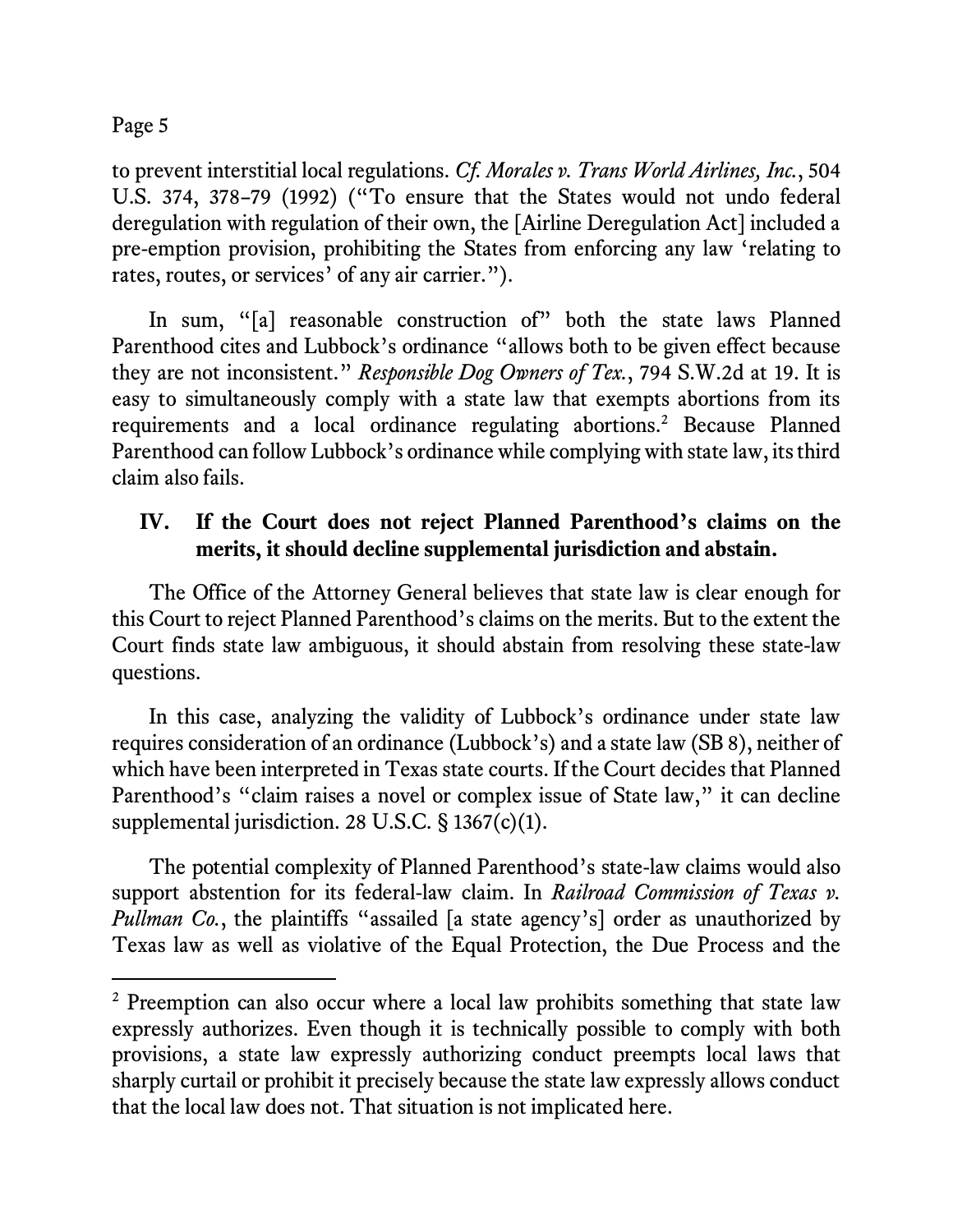to prevent interstitial local regulations. *Cf. Morales v. Trans World Airlines, Inc.*, 504 U.S. 374, 378–79 (1992) ("To ensure that the States would not undo federal deregulation with regulation of their own, the [Airline Deregulation Act] included a pre-emption provision, prohibiting the States from enforcing any law 'relating to rates, routes, or services' of any air carrier.").

In sum, "[a] reasonable construction of" both the state laws Planned Parenthood cites and Lubbock's ordinance "allows both to be given effect because they are not inconsistent." *Responsible Dog Owners of Tex.*, 794 S.W.2d at 19. It is easy to simultaneously comply with a state law that exempts abortions from its requirements and a local ordinance regulating abortions.[2] Because Planned Parenthood can follow Lubbock's ordinance while complying with state law, its third claim also fails.

## IV. If the Court does not reject Planned Parenthood's claims on the merits, it should decline supplemental jurisdiction and abstain.

The Office of the Attorney General believes that state law is clear enough for this Court to reject Planned Parenthood's claims on the merits. But to the extent the Court finds state law ambiguous, it should abstain from resolving these state-law questions.

In this case, analyzing the validity of Lubbock's ordinance under state law requires consideration of an ordinance (Lubbock's) and a state law (SB 8), neither of which have been interpreted in Texas state courts. If the Court decides that Planned Parenthood's "claim raises a novel or complex issue of State law," it can decline supplemental jurisdiction. 28 U.S.C. § 1367(c)(1).

The potential complexity of Planned Parenthood's state-law claims would also support abstention for its federal-law claim. In *Railroad Commission of Texas v. Pullman Co.*, the plaintiffs "assailed [a state agency's] order as unauthorized by Texas law as well as violative of the Equal Protection, the Due Process and the

---

[2] Preemption can also occur where a local law prohibits something that state law expressly authorizes. Even though it is technically possible to comply with both provisions, a state law expressly authorizing conduct preempts local laws that sharply curtail or prohibit it precisely because the state law expressly allows conduct that the local law does not. That situation is not implicated here.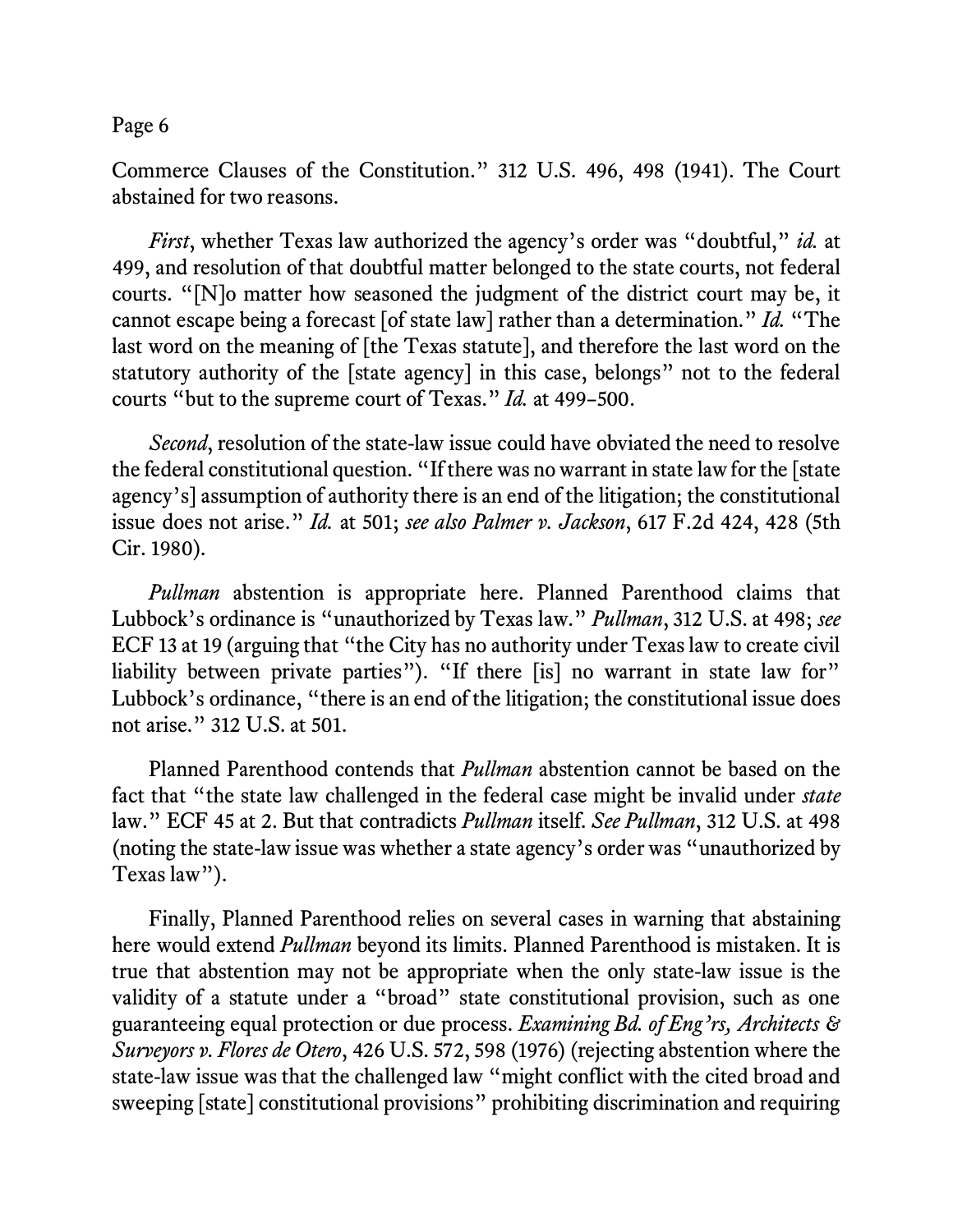Commerce Clauses of the Constitution." 312 U.S. 496, 498 (1941). The Court abstained for two reasons.

*First*, whether Texas law authorized the agency's order was "doubtful," *id.* at 499, and resolution of that doubtful matter belonged to the state courts, not federal courts. "[N]o matter how seasoned the judgment of the district court may be, it cannot escape being a forecast [of state law] rather than a determination." *Id.* "The last word on the meaning of [the Texas statute], and therefore the last word on the statutory authority of the [state agency] in this case, belongs" not to the federal courts "but to the supreme court of Texas." *Id.* at 499–500.

*Second*, resolution of the state-law issue could have obviated the need to resolve the federal constitutional question. "If there was no warrant in state law for the [state agency's] assumption of authority there is an end of the litigation; the constitutional issue does not arise." *Id.* at 501; *see also Palmer v. Jackson*, 617 F.2d 424, 428 (5th Cir. 1980).

*Pullman* abstention is appropriate here. Planned Parenthood claims that Lubbock's ordinance is "unauthorized by Texas law." *Pullman*, 312 U.S. at 498; *see* ECF 13 at 19 (arguing that "the City has no authority under Texas law to create civil liability between private parties"). "If there [is] no warrant in state law for" Lubbock's ordinance, "there is an end of the litigation; the constitutional issue does not arise." 312 U.S. at 501.

Planned Parenthood contends that *Pullman* abstention cannot be based on the fact that "the state law challenged in the federal case might be invalid under *state* law." ECF 45 at 2. But that contradicts *Pullman* itself. *See Pullman*, 312 U.S. at 498 (noting the state-law issue was whether a state agency's order was "unauthorized by Texas law").

Finally, Planned Parenthood relies on several cases in warning that abstaining here would extend *Pullman* beyond its limits. Planned Parenthood is mistaken. It is true that abstention may not be appropriate when the only state-law issue is the validity of a statute under a "broad" state constitutional provision, such as one guaranteeing equal protection or due process. *Examining Bd. of Eng'rs, Architects & Surveyors v. Flores de Otero*, 426 U.S. 572, 598 (1976) (rejecting abstention where the state-law issue was that the challenged law "might conflict with the cited broad and sweeping [state] constitutional provisions" prohibiting discrimination and requiring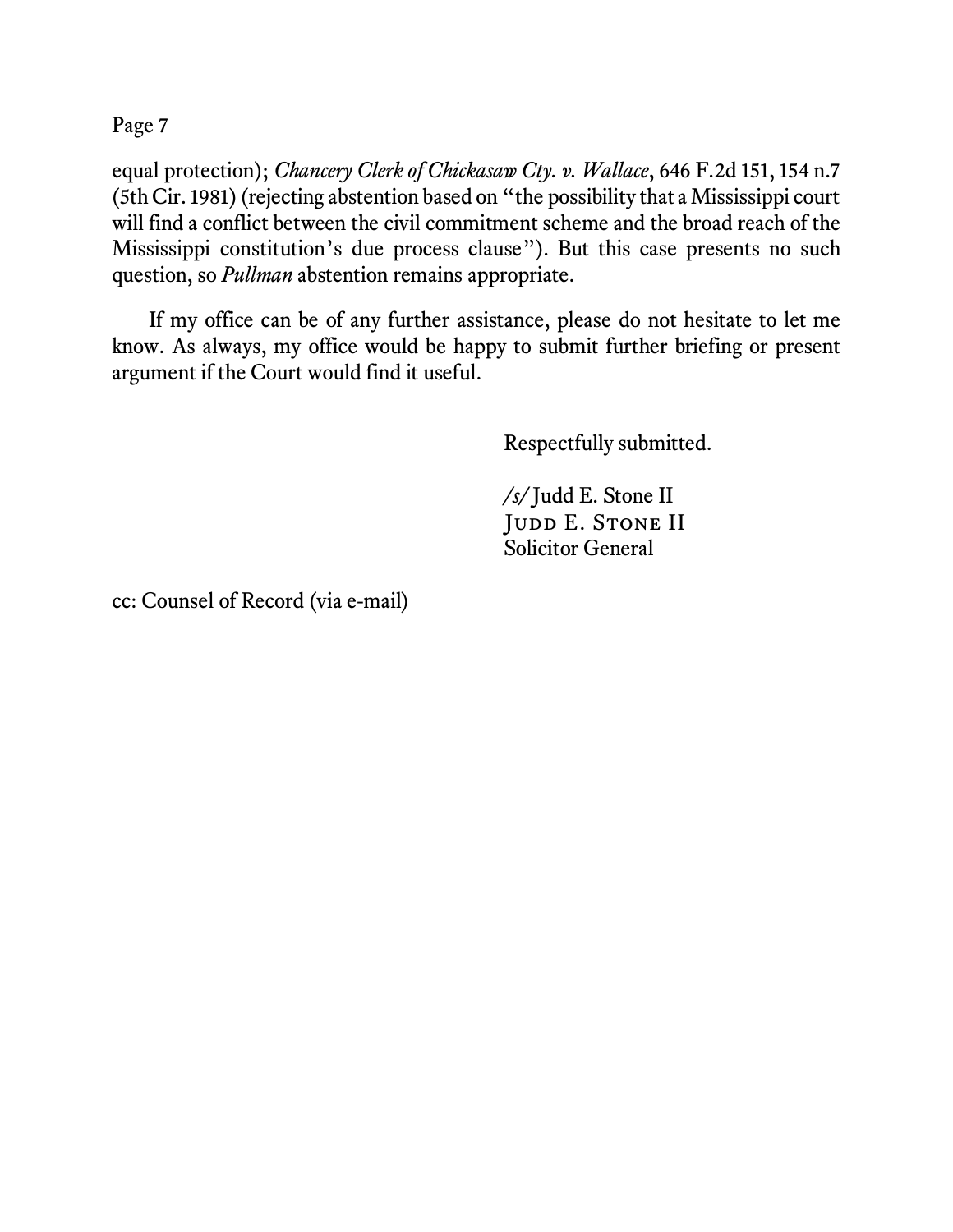equal protection); *Chancery Clerk of Chickasaw Cty. v. Wallace*, 646 F.2d 151, 154 n.7 (5th Cir. 1981) (rejecting abstention based on "the possibility that a Mississippi court will find a conflict between the civil commitment scheme and the broad reach of the Mississippi constitution's due process clause"). But this case presents no such question, so *Pullman* abstention remains appropriate.

If my office can be of any further assistance, please do not hesitate to let me know. As always, my office would be happy to submit further briefing or present argument if the Court would find it useful.

Respectfully submitted.

*/s/* Judd E. Stone II
JUDD E. STONE II
Solicitor General

cc: Counsel of Record (via e-mail)